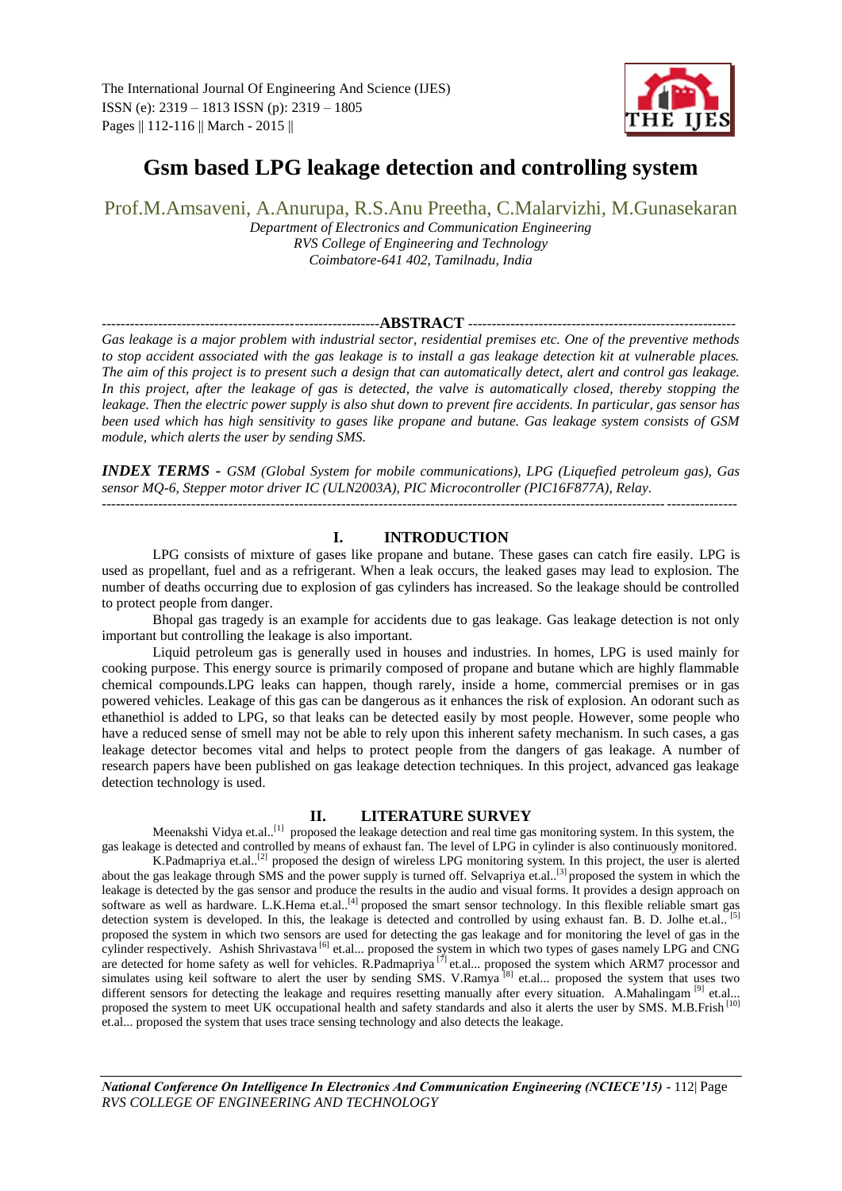# Gsm based LPG leakage detection and controlling system

Prof.M.Amsaveni, A.Anurupa, R.S.Anu Preetha, C.Malarvizhi, M.Gunasekaran

*Department of Electronics and Communication Engineering*
*RVS College of Engineering and Technology*
*Coimbatore-641 402, Tamilnadu, India*

## ABSTRACT

*Gas leakage is a major problem with industrial sector, residential premises etc. One of the preventive methods to stop accident associated with the gas leakage is to install a gas leakage detection kit at vulnerable places. The aim of this project is to present such a design that can automatically detect, alert and control gas leakage. In this project, after the leakage of gas is detected, the valve is automatically closed, thereby stopping the leakage. Then the electric power supply is also shut down to prevent fire accidents. In particular, gas sensor has been used which has high sensitivity to gases like propane and butane. Gas leakage system consists of GSM module, which alerts the user by sending SMS.*

***INDEX TERMS -*** *GSM (Global System for mobile communications), LPG (Liquefied petroleum gas), Gas sensor MQ-6, Stepper motor driver IC (ULN2003A), PIC Microcontroller (PIC16F877A), Relay.*

## I. INTRODUCTION

LPG consists of mixture of gases like propane and butane. These gases can catch fire easily. LPG is used as propellant, fuel and as a refrigerant. When a leak occurs, the leaked gases may lead to explosion. The number of deaths occurring due to explosion of gas cylinders has increased. So the leakage should be controlled to protect people from danger.

Bhopal gas tragedy is an example for accidents due to gas leakage. Gas leakage detection is not only important but controlling the leakage is also important.

Liquid petroleum gas is generally used in houses and industries. In homes, LPG is used mainly for cooking purpose. This energy source is primarily composed of propane and butane which are highly flammable chemical compounds.LPG leaks can happen, though rarely, inside a home, commercial premises or in gas powered vehicles. Leakage of this gas can be dangerous as it enhances the risk of explosion. An odorant such as ethanethiol is added to LPG, so that leaks can be detected easily by most people. However, some people who have a reduced sense of smell may not be able to rely upon this inherent safety mechanism. In such cases, a gas leakage detector becomes vital and helps to protect people from the dangers of gas leakage. A number of research papers have been published on gas leakage detection techniques. In this project, advanced gas leakage detection technology is used.

## II. LITERATURE SURVEY

Meenakshi Vidya et.al..[1] proposed the leakage detection and real time gas monitoring system. In this system, the gas leakage is detected and controlled by means of exhaust fan. The level of LPG in cylinder is also continuously monitored.

K.Padmapriya et.al..[2] proposed the design of wireless LPG monitoring system. In this project, the user is alerted about the gas leakage through SMS and the power supply is turned off. Selvapriya et.al..[3] proposed the system in which the leakage is detected by the gas sensor and produce the results in the audio and visual forms. It provides a design approach on software as well as hardware. L.K.Hema et.al..[4] proposed the smart sensor technology. In this flexible reliable smart gas detection system is developed. In this, the leakage is detected and controlled by using exhaust fan. B. D. Jolhe et.al.. [5] proposed the system in which two sensors are used for detecting the gas leakage and for monitoring the level of gas in the cylinder respectively. Ashish Shrivastava [6] et.al... proposed the system in which two types of gases namely LPG and CNG are detected for home safety as well for vehicles. R.Padmapriya [7] et.al... proposed the system which ARM7 processor and simulates using keil software to alert the user by sending SMS. V.Ramya [8] et.al... proposed the system that uses two different sensors for detecting the leakage and requires resetting manually after every situation. A.Mahalingam [9] et.al... proposed the system to meet UK occupational health and safety standards and also it alerts the user by SMS. M.B.Frish [10] et.al... proposed the system that uses trace sensing technology and also detects the leakage.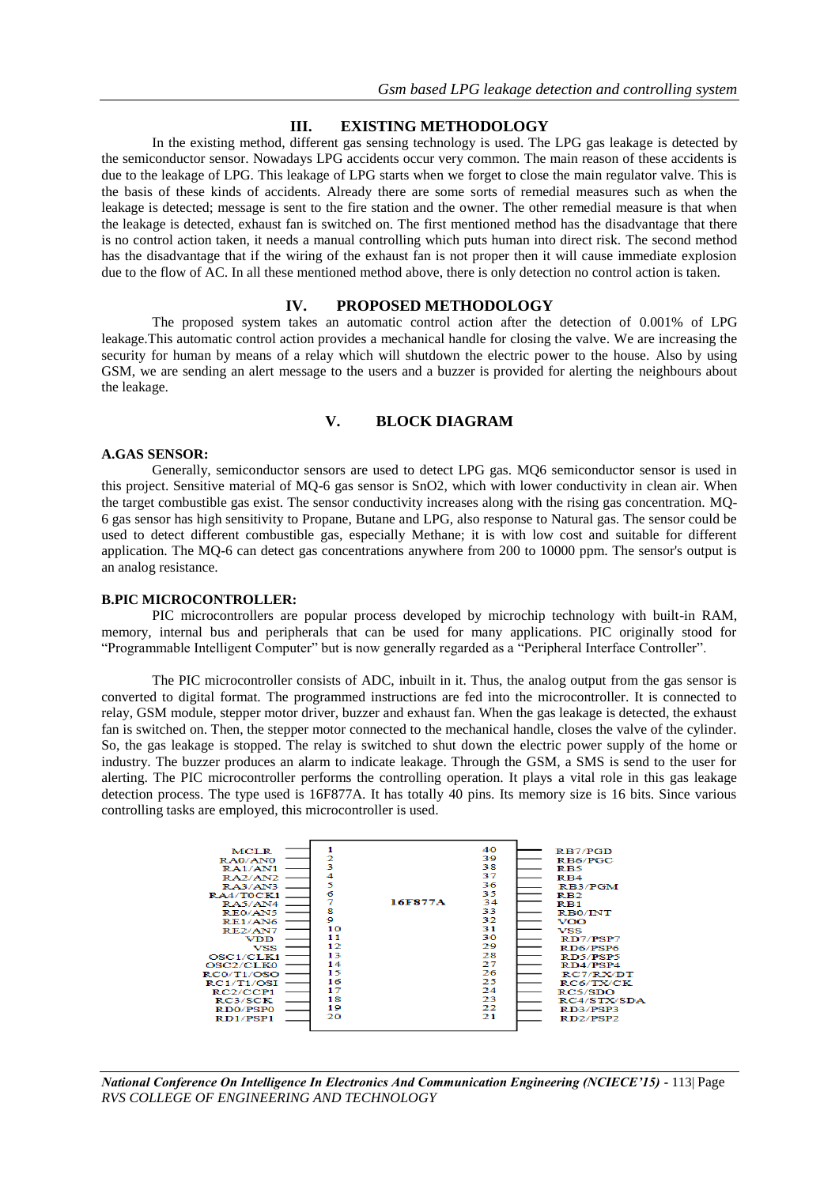## III. EXISTING METHODOLOGY

In the existing method, different gas sensing technology is used. The LPG gas leakage is detected by the semiconductor sensor. Nowadays LPG accidents occur very common. The main reason of these accidents is due to the leakage of LPG. This leakage of LPG starts when we forget to close the main regulator valve. This is the basis of these kinds of accidents. Already there are some sorts of remedial measures such as when the leakage is detected; message is sent to the fire station and the owner. The other remedial measure is that when the leakage is detected, exhaust fan is switched on. The first mentioned method has the disadvantage that there is no control action taken, it needs a manual controlling which puts human into direct risk. The second method has the disadvantage that if the wiring of the exhaust fan is not proper then it will cause immediate explosion due to the flow of AC. In all these mentioned method above, there is only detection no control action is taken.

## IV. PROPOSED METHODOLOGY

The proposed system takes an automatic control action after the detection of 0.001% of LPG leakage.This automatic control action provides a mechanical handle for closing the valve. We are increasing the security for human by means of a relay which will shutdown the electric power to the house. Also by using GSM, we are sending an alert message to the users and a buzzer is provided for alerting the neighbours about the leakage.

## V. BLOCK DIAGRAM

### A.GAS SENSOR:

Generally, semiconductor sensors are used to detect LPG gas. MQ6 semiconductor sensor is used in this project. Sensitive material of MQ-6 gas sensor is $SnO_2$, which with lower conductivity in clean air. When the target combustible gas exist. The sensor conductivity increases along with the rising gas concentration. MQ-6 gas sensor has high sensitivity to Propane, Butane and LPG, also response to Natural gas. The sensor could be used to detect different combustible gas, especially Methane; it is with low cost and suitable for different application. The MQ-6 can detect gas concentrations anywhere from 200 to 10000 ppm. The sensor's output is an analog resistance.

### B.PIC MICROCONTROLLER:

PIC microcontrollers are popular process developed by microchip technology with built-in RAM, memory, internal bus and peripherals that can be used for many applications. PIC originally stood for "Programmable Intelligent Computer" but is now generally regarded as a "Peripheral Interface Controller".

The PIC microcontroller consists of ADC, inbuilt in it. Thus, the analog output from the gas sensor is converted to digital format. The programmed instructions are fed into the microcontroller. It is connected to relay, GSM module, stepper motor driver, buzzer and exhaust fan. When the gas leakage is detected, the exhaust fan is switched on. Then, the stepper motor connected to the mechanical handle, closes the valve of the cylinder. So, the gas leakage is stopped. The relay is switched to shut down the electric power supply of the home or industry. The buzzer produces an alarm to indicate leakage. Through the GSM, a SMS is send to the user for alerting. The PIC microcontroller performs the controlling operation. It plays a vital role in this gas leakage detection process. The type used is 16F877A. It has totally 40 pins. Its memory size is 16 bits. Since various controlling tasks are employed, this microcontroller is used.

**16F877A**

| Pin name | Pin | Pin | Pin name |
|---|---|---|---|
| MCLR | 1 | 40 | RB7/PGD |
| RA0/AN0 | 2 | 39 | RB6/PGC |
| RA1/AN1 | 3 | 38 | RB5 |
| RA2/AN2 | 4 | 37 | RB4 |
| RA3/AN3 | 5 | 36 | RB3/PGM |
| RA4/T0CK1 | 6 | 35 | RB2 |
| RA5/AN4 | 7 | 34 | RB1 |
| RE0/AN5 | 8 | 33 | RB0/INT |
| RE1/AN6 | 9 | 32 | VOO |
| RE2/AN7 | 10 | 31 | VSS |
| VDD | 11 | 30 | RD7/PSP7 |
| VSS | 12 | 29 | RD6/PSP6 |
| OSC1/CLK1 | 13 | 28 | RD5/PSP5 |
| OSC2/CLK0 | 14 | 27 | RD4/PSP4 |
| RC0/T1/OSO | 15 | 26 | RC7/RX/DT |
| RC1/T1/OSI | 16 | 25 | RC6/TX/CK |
| RC2/CCP1 | 17 | 24 | RC5/SDO |
| RC3/SCK | 18 | 23 | RC4/STX/SDA |
| RD0/PSP0 | 19 | 22 | RD3/PSP3 |
| RD1/PSP1 | 20 | 21 | RD2/PSP2 |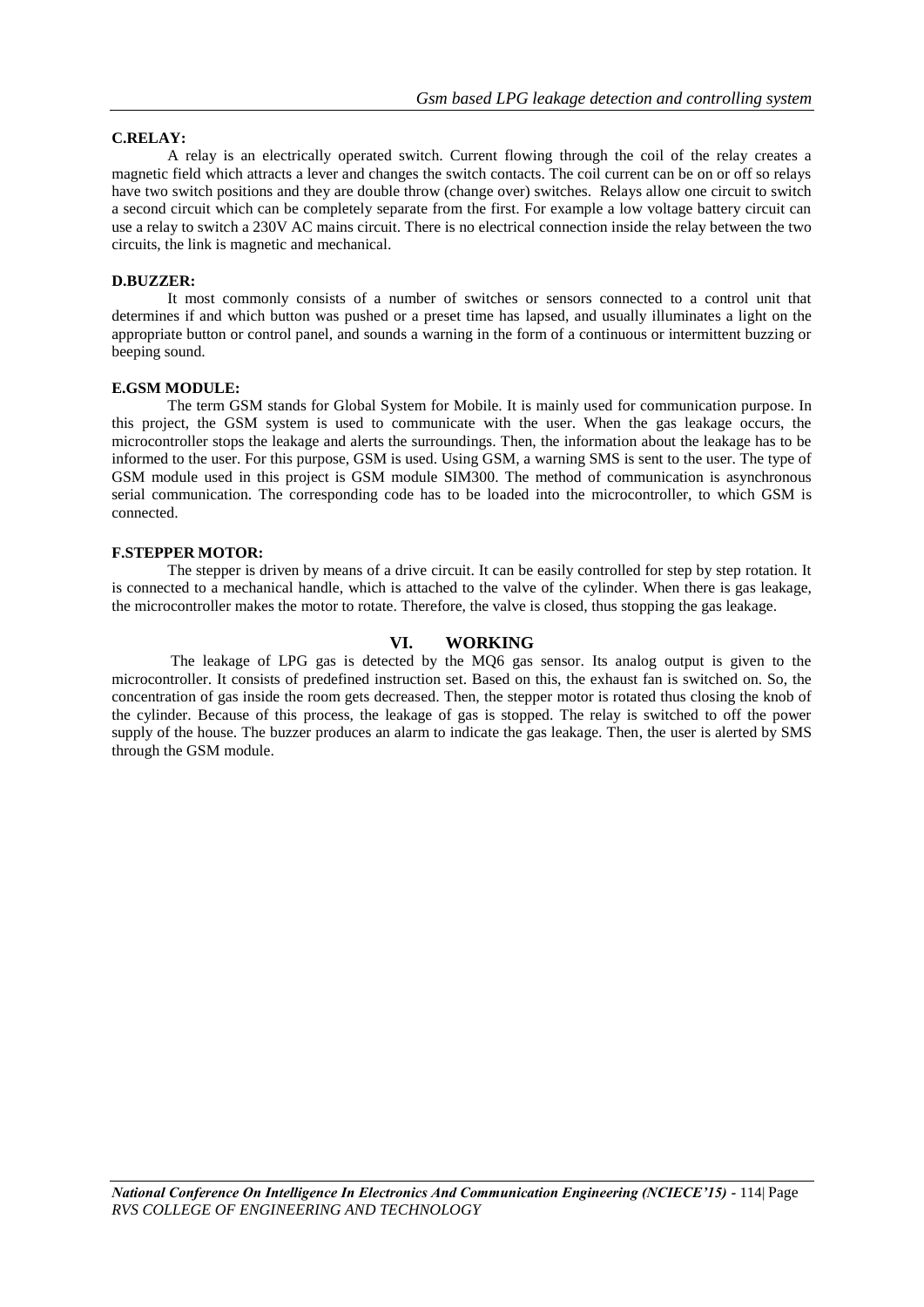**C.RELAY:**

A relay is an electrically operated switch. Current flowing through the coil of the relay creates a magnetic field which attracts a lever and changes the switch contacts. The coil current can be on or off so relays have two switch positions and they are double throw (change over) switches. Relays allow one circuit to switch a second circuit which can be completely separate from the first. For example a low voltage battery circuit can use a relay to switch a 230V AC mains circuit. There is no electrical connection inside the relay between the two circuits, the link is magnetic and mechanical.

**D.BUZZER:**

It most commonly consists of a number of switches or sensors connected to a control unit that determines if and which button was pushed or a preset time has lapsed, and usually illuminates a light on the appropriate button or control panel, and sounds a warning in the form of a continuous or intermittent buzzing or beeping sound.

**E.GSM MODULE:**

The term GSM stands for Global System for Mobile. It is mainly used for communication purpose. In this project, the GSM system is used to communicate with the user. When the gas leakage occurs, the microcontroller stops the leakage and alerts the surroundings. Then, the information about the leakage has to be informed to the user. For this purpose, GSM is used. Using GSM, a warning SMS is sent to the user. The type of GSM module used in this project is GSM module SIM300. The method of communication is asynchronous serial communication. The corresponding code has to be loaded into the microcontroller, to which GSM is connected.

**F.STEPPER MOTOR:**

The stepper is driven by means of a drive circuit. It can be easily controlled for step by step rotation. It is connected to a mechanical handle, which is attached to the valve of the cylinder. When there is gas leakage, the microcontroller makes the motor to rotate. Therefore, the valve is closed, thus stopping the gas leakage.

## VI. WORKING

The leakage of LPG gas is detected by the MQ6 gas sensor. Its analog output is given to the microcontroller. It consists of predefined instruction set. Based on this, the exhaust fan is switched on. So, the concentration of gas inside the room gets decreased. Then, the stepper motor is rotated thus closing the knob of the cylinder. Because of this process, the leakage of gas is stopped. The relay is switched to off the power supply of the house. The buzzer produces an alarm to indicate the gas leakage. Then, the user is alerted by SMS through the GSM module.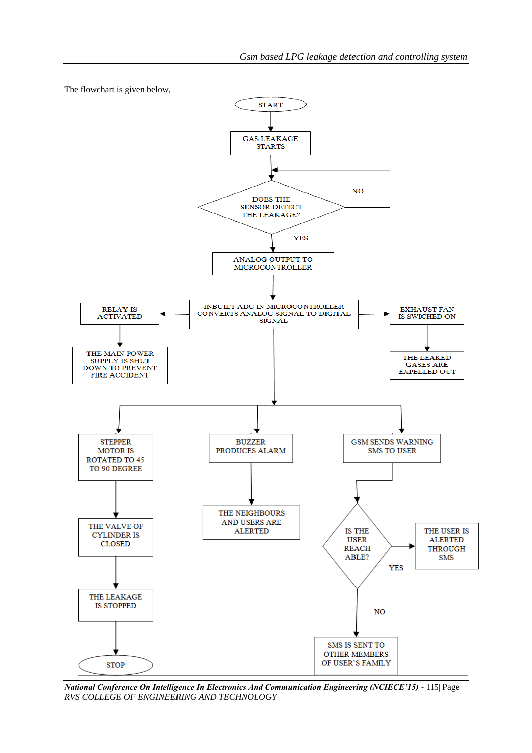The flowchart is given below,

START

GAS LEAKAGE STARTS

DOES THE SENSOR DETECT THE LEAKAGE?

NO

YES

ANALOG OUTPUT TO MICROCONTROLLER

INBUILT ADC IN MICROCONTROLLER CONVERTS ANALOG SIGNAL TO DIGITAL SIGNAL

RELAY IS ACTIVATED

THE MAIN POWER SUPPLY IS SHUT DOWN TO PREVENT FIRE ACCIDENT

EXHAUST FAN IS SWICHED ON

THE LEAKED GASES ARE EXPELLED OUT

STEPPER MOTOR IS ROTATED TO 45 TO 90 DEGREE

THE VALVE OF CYLINDER IS CLOSED

THE LEAKAGE IS STOPPED

STOP

BUZZER PRODUCES ALARM

THE NEIGHBOURS AND USERS ARE ALERTED

GSM SENDS WARNING SMS TO USER

IS THE USER REACH ABLE?

YES

THE USER IS ALERTED THROUGH SMS

NO

SMS IS SENT TO OTHER MEMBERS OF USER'S FAMILY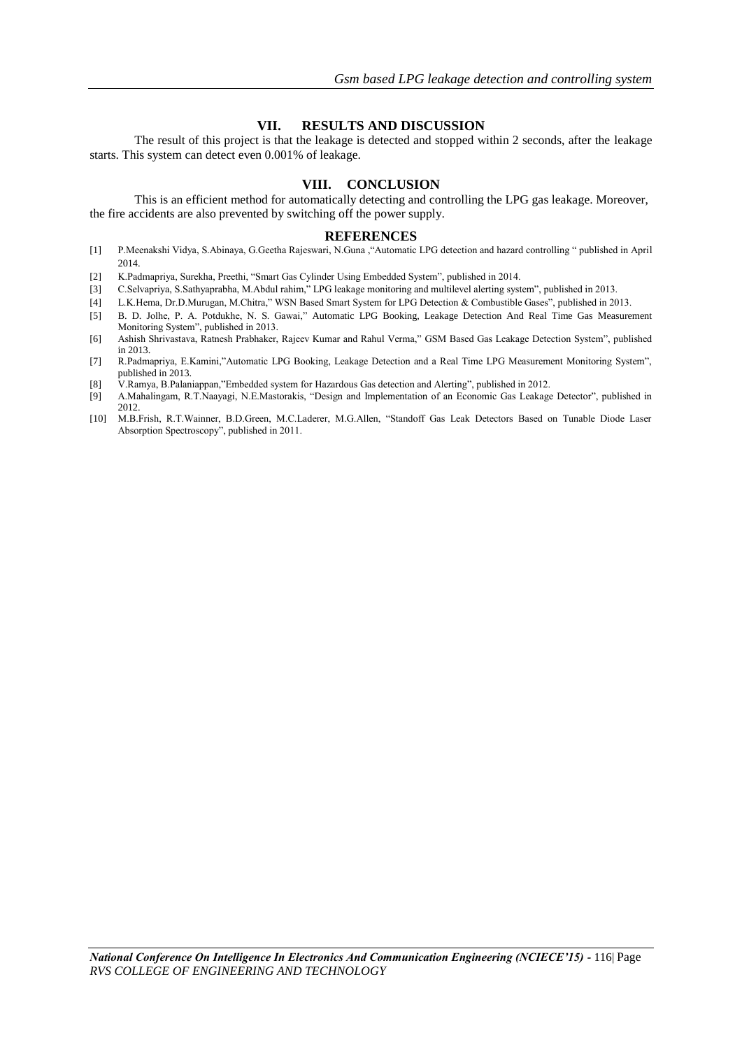## VII. RESULTS AND DISCUSSION

The result of this project is that the leakage is detected and stopped within 2 seconds, after the leakage starts. This system can detect even 0.001% of leakage.

## VIII. CONCLUSION

This is an efficient method for automatically detecting and controlling the LPG gas leakage. Moreover, the fire accidents are also prevented by switching off the power supply.

## REFERENCES

[1] P.Meenakshi Vidya, S.Abinaya, G.Geetha Rajeswari, N.Guna ,"Automatic LPG detection and hazard controlling " published in April 2014.

[2] K.Padmapriya, Surekha, Preethi, "Smart Gas Cylinder Using Embedded System", published in 2014.

[3] C.Selvapriya, S.Sathyaprabha, M.Abdul rahim," LPG leakage monitoring and multilevel alerting system", published in 2013.

[4] L.K.Hema, Dr.D.Murugan, M.Chitra," WSN Based Smart System for LPG Detection & Combustible Gases", published in 2013.

[5] B. D. Jolhe, P. A. Potdukhe, N. S. Gawai," Automatic LPG Booking, Leakage Detection And Real Time Gas Measurement Monitoring System", published in 2013.

[6] Ashish Shrivastava, Ratnesh Prabhaker, Rajeev Kumar and Rahul Verma," GSM Based Gas Leakage Detection System", published in 2013.

[7] R.Padmapriya, E.Kamini,"Automatic LPG Booking, Leakage Detection and a Real Time LPG Measurement Monitoring System", published in 2013.

[8] V.Ramya, B.Palaniappan,"Embedded system for Hazardous Gas detection and Alerting", published in 2012.

[9] A.Mahalingam, R.T.Naayagi, N.E.Mastorakis, "Design and Implementation of an Economic Gas Leakage Detector", published in 2012.

[10] M.B.Frish, R.T.Wainner, B.D.Green, M.C.Laderer, M.G.Allen, "Standoff Gas Leak Detectors Based on Tunable Diode Laser Absorption Spectroscopy", published in 2011.